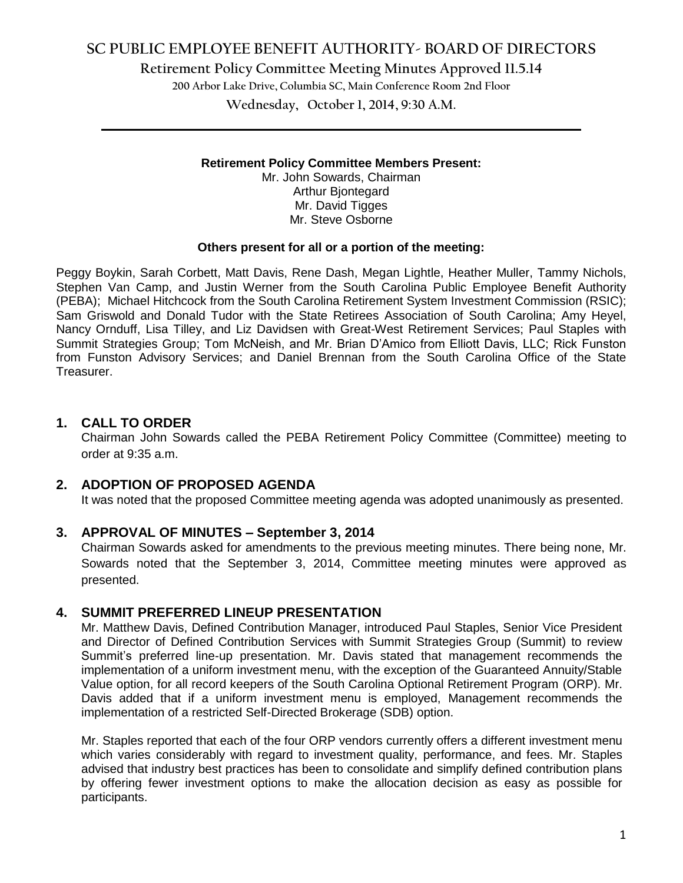# SC PUBLIC EMPLOYEE BENEFIT AUTHORITY- BOARD OF DIRECTORS

## Retirement Policy Committee Meeting Minutes Approved 11.5.14

200 Arbor Lake Drive, Columbia SC, Main Conference Room 2nd Floor

Wednesday, October 1, 2014, 9:30 A.M.

---

**Retirement Policy Committee Members Present:**

Mr. John Sowards, Chairman
Arthur Bjontegard
Mr. David Tigges
Mr. Steve Osborne

**Others present for all or a portion of the meeting:**

Peggy Boykin, Sarah Corbett, Matt Davis, Rene Dash, Megan Lightle, Heather Muller, Tammy Nichols, Stephen Van Camp, and Justin Werner from the South Carolina Public Employee Benefit Authority (PEBA); Michael Hitchcock from the South Carolina Retirement System Investment Commission (RSIC); Sam Griswold and Donald Tudor with the State Retirees Association of South Carolina; Amy Heyel, Nancy Ornduff, Lisa Tilley, and Liz Davidsen with Great-West Retirement Services; Paul Staples with Summit Strategies Group; Tom McNeish, and Mr. Brian D'Amico from Elliott Davis, LLC; Rick Funston from Funston Advisory Services; and Daniel Brennan from the South Carolina Office of the State Treasurer.

### 1. CALL TO ORDER

Chairman John Sowards called the PEBA Retirement Policy Committee (Committee) meeting to order at 9:35 a.m.

### 2. ADOPTION OF PROPOSED AGENDA

It was noted that the proposed Committee meeting agenda was adopted unanimously as presented.

### 3. APPROVAL OF MINUTES – September 3, 2014

Chairman Sowards asked for amendments to the previous meeting minutes. There being none, Mr. Sowards noted that the September 3, 2014, Committee meeting minutes were approved as presented.

### 4. SUMMIT PREFERRED LINEUP PRESENTATION

Mr. Matthew Davis, Defined Contribution Manager, introduced Paul Staples, Senior Vice President and Director of Defined Contribution Services with Summit Strategies Group (Summit) to review Summit's preferred line-up presentation. Mr. Davis stated that management recommends the implementation of a uniform investment menu, with the exception of the Guaranteed Annuity/Stable Value option, for all record keepers of the South Carolina Optional Retirement Program (ORP). Mr. Davis added that if a uniform investment menu is employed, Management recommends the implementation of a restricted Self-Directed Brokerage (SDB) option.

Mr. Staples reported that each of the four ORP vendors currently offers a different investment menu which varies considerably with regard to investment quality, performance, and fees. Mr. Staples advised that industry best practices has been to consolidate and simplify defined contribution plans by offering fewer investment options to make the allocation decision as easy as possible for participants.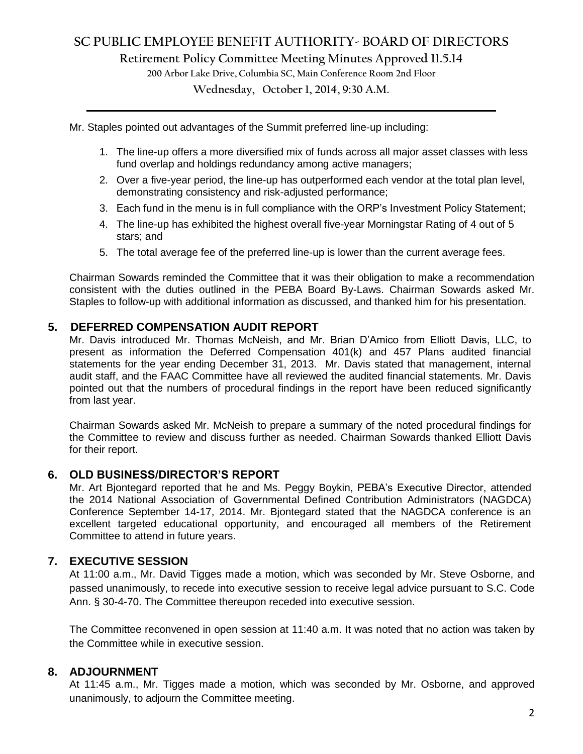Mr. Staples pointed out advantages of the Summit preferred line-up including:

1. The line-up offers a more diversified mix of funds across all major asset classes with less fund overlap and holdings redundancy among active managers;
2. Over a five-year period, the line-up has outperformed each vendor at the total plan level, demonstrating consistency and risk-adjusted performance;
3. Each fund in the menu is in full compliance with the ORP's Investment Policy Statement;
4. The line-up has exhibited the highest overall five-year Morningstar Rating of 4 out of 5 stars; and
5. The total average fee of the preferred line-up is lower than the current average fees.

Chairman Sowards reminded the Committee that it was their obligation to make a recommendation consistent with the duties outlined in the PEBA Board By-Laws. Chairman Sowards asked Mr. Staples to follow-up with additional information as discussed, and thanked him for his presentation.

## 5. DEFERRED COMPENSATION AUDIT REPORT

Mr. Davis introduced Mr. Thomas McNeish, and Mr. Brian D'Amico from Elliott Davis, LLC, to present as information the Deferred Compensation 401(k) and 457 Plans audited financial statements for the year ending December 31, 2013. Mr. Davis stated that management, internal audit staff, and the FAAC Committee have all reviewed the audited financial statements. Mr. Davis pointed out that the numbers of procedural findings in the report have been reduced significantly from last year.

Chairman Sowards asked Mr. McNeish to prepare a summary of the noted procedural findings for the Committee to review and discuss further as needed. Chairman Sowards thanked Elliott Davis for their report.

## 6. OLD BUSINESS/DIRECTOR'S REPORT

Mr. Art Bjontegard reported that he and Ms. Peggy Boykin, PEBA's Executive Director, attended the 2014 National Association of Governmental Defined Contribution Administrators (NAGDCA) Conference September 14-17, 2014. Mr. Bjontegard stated that the NAGDCA conference is an excellent targeted educational opportunity, and encouraged all members of the Retirement Committee to attend in future years.

## 7. EXECUTIVE SESSION

At 11:00 a.m., Mr. David Tigges made a motion, which was seconded by Mr. Steve Osborne, and passed unanimously, to recede into executive session to receive legal advice pursuant to S.C. Code Ann. § 30-4-70. The Committee thereupon receded into executive session.

The Committee reconvened in open session at 11:40 a.m. It was noted that no action was taken by the Committee while in executive session.

## 8. ADJOURNMENT

At 11:45 a.m., Mr. Tigges made a motion, which was seconded by Mr. Osborne, and approved unanimously, to adjourn the Committee meeting.